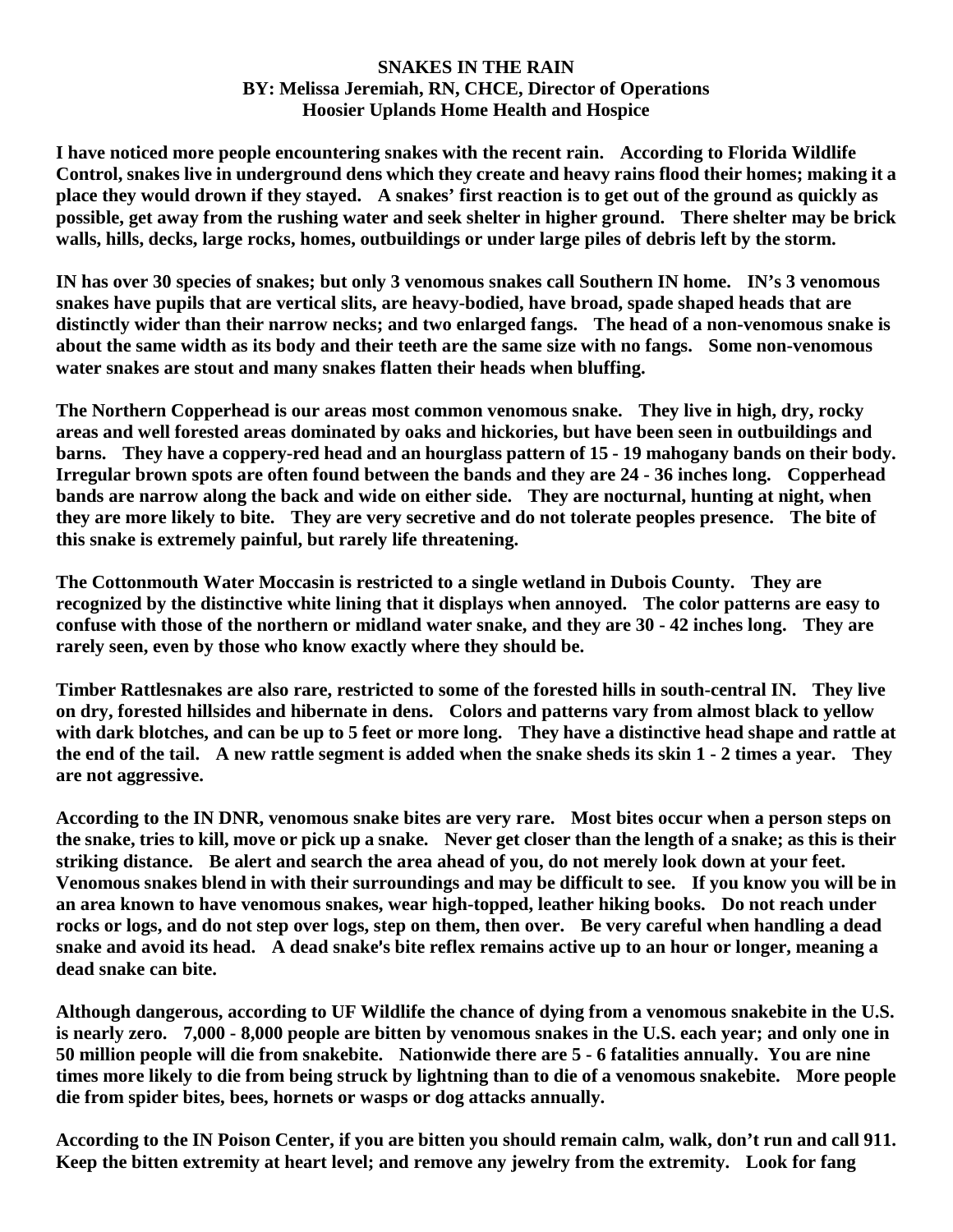# SNAKES IN THE RAIN

**BY: Melissa Jeremiah, RN, CHCE, Director of Operations**
**Hoosier Uplands Home Health and Hospice**

**I have noticed more people encountering snakes with the recent rain. According to Florida Wildlife Control, snakes live in underground dens which they create and heavy rains flood their homes; making it a place they would drown if they stayed. A snakes' first reaction is to get out of the ground as quickly as possible, get away from the rushing water and seek shelter in higher ground. There shelter may be brick walls, hills, decks, large rocks, homes, outbuildings or under large piles of debris left by the storm.**

**IN has over 30 species of snakes; but only 3 venomous snakes call Southern IN home. IN's 3 venomous snakes have pupils that are vertical slits, are heavy-bodied, have broad, spade shaped heads that are distinctly wider than their narrow necks; and two enlarged fangs. The head of a non-venomous snake is about the same width as its body and their teeth are the same size with no fangs. Some non-venomous water snakes are stout and many snakes flatten their heads when bluffing.**

**The Northern Copperhead is our areas most common venomous snake. They live in high, dry, rocky areas and well forested areas dominated by oaks and hickories, but have been seen in outbuildings and barns. They have a coppery-red head and an hourglass pattern of 15 - 19 mahogany bands on their body. Irregular brown spots are often found between the bands and they are 24 - 36 inches long. Copperhead bands are narrow along the back and wide on either side. They are nocturnal, hunting at night, when they are more likely to bite. They are very secretive and do not tolerate peoples presence. The bite of this snake is extremely painful, but rarely life threatening.**

**The Cottonmouth Water Moccasin is restricted to a single wetland in Dubois County. They are recognized by the distinctive white lining that it displays when annoyed. The color patterns are easy to confuse with those of the northern or midland water snake, and they are 30 - 42 inches long. They are rarely seen, even by those who know exactly where they should be.**

**Timber Rattlesnakes are also rare, restricted to some of the forested hills in south-central IN. They live on dry, forested hillsides and hibernate in dens. Colors and patterns vary from almost black to yellow with dark blotches, and can be up to 5 feet or more long. They have a distinctive head shape and rattle at the end of the tail. A new rattle segment is added when the snake sheds its skin 1 - 2 times a year. They are not aggressive.**

**According to the IN DNR, venomous snake bites are very rare. Most bites occur when a person steps on the snake, tries to kill, move or pick up a snake. Never get closer than the length of a snake; as this is their striking distance. Be alert and search the area ahead of you, do not merely look down at your feet. Venomous snakes blend in with their surroundings and may be difficult to see. If you know you will be in an area known to have venomous snakes, wear high-topped, leather hiking books. Do not reach under rocks or logs, and do not step over logs, step on them, then over. Be very careful when handling a dead snake and avoid its head. A dead snake's bite reflex remains active up to an hour or longer, meaning a dead snake can bite.**

**Although dangerous, according to UF Wildlife the chance of dying from a venomous snakebite in the U.S. is nearly zero. 7,000 - 8,000 people are bitten by venomous snakes in the U.S. each year; and only one in 50 million people will die from snakebite. Nationwide there are 5 - 6 fatalities annually. You are nine times more likely to die from being struck by lightning than to die of a venomous snakebite. More people die from spider bites, bees, hornets or wasps or dog attacks annually.**

**According to the IN Poison Center, if you are bitten you should remain calm, walk, don't run and call 911. Keep the bitten extremity at heart level; and remove any jewelry from the extremity. Look for fang**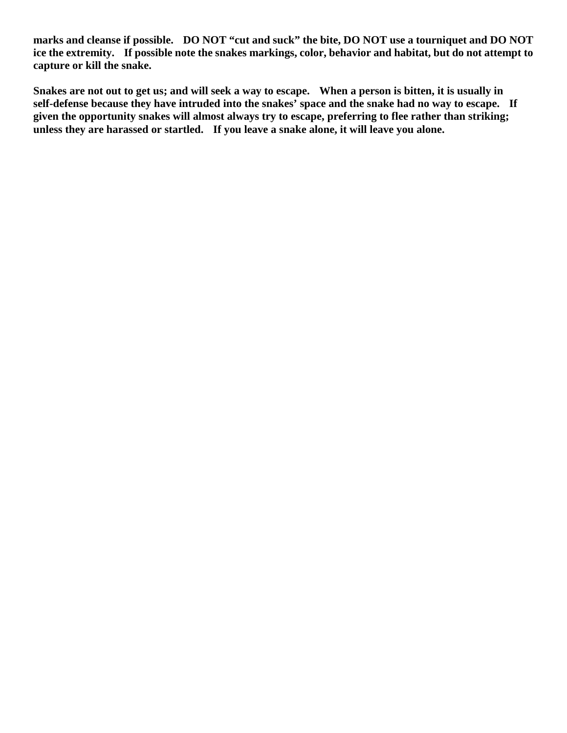**marks and cleanse if possible. DO NOT "cut and suck" the bite, DO NOT use a tourniquet and DO NOT ice the extremity. If possible note the snakes markings, color, behavior and habitat, but do not attempt to capture or kill the snake.**

**Snakes are not out to get us; and will seek a way to escape. When a person is bitten, it is usually in self-defense because they have intruded into the snakes' space and the snake had no way to escape. If given the opportunity snakes will almost always try to escape, preferring to flee rather than striking; unless they are harassed or startled. If you leave a snake alone, it will leave you alone.**